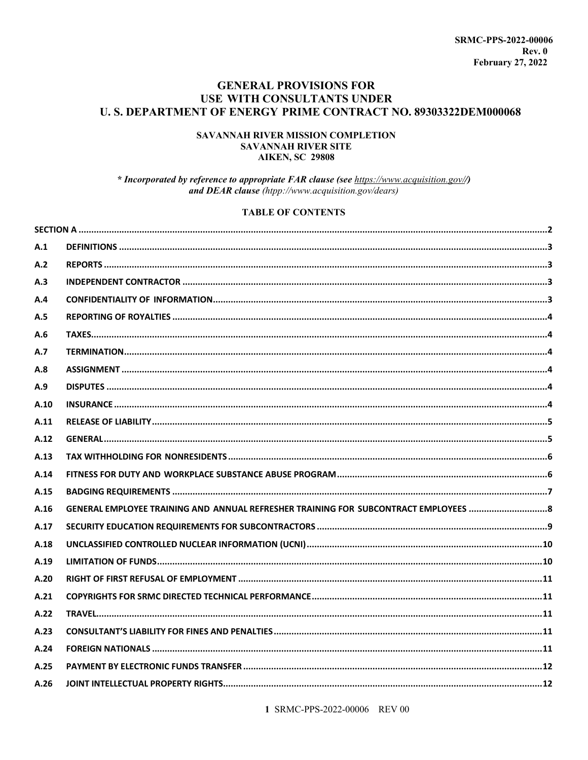**SRMC-PPS-2022-00006**
**Rev. 0**
**February 27, 2022**

# GENERAL PROVISIONS FOR USE WITH CONSULTANTS UNDER U. S. DEPARTMENT OF ENERGY PRIME CONTRACT NO. 89303322DEM000068

**SAVANNAH RIVER MISSION COMPLETION**
**SAVANNAH RIVER SITE**
**AIKEN, SC 29808**

***\* Incorporated by reference to appropriate FAR clause (see https://www.acquisition.gov//)***
***and DEAR clause** (htpp://www.acquisition.gov/dears)*

## TABLE OF CONTENTS

| | | |
|---|---|---|
| **SECTION A** | | 2 |
| A.1 | DEFINITIONS | 3 |
| A.2 | REPORTS | 3 |
| A.3 | INDEPENDENT CONTRACTOR | 3 |
| A.4 | CONFIDENTIALITY OF INFORMATION | 3 |
| A.5 | REPORTING OF ROYALTIES | 4 |
| A.6 | TAXES | 4 |
| A.7 | TERMINATION | 4 |
| A.8 | ASSIGNMENT | 4 |
| A.9 | DISPUTES | 4 |
| A.10 | INSURANCE | 4 |
| A.11 | RELEASE OF LIABILITY | 5 |
| A.12 | GENERAL | 5 |
| A.13 | TAX WITHHOLDING FOR NONRESIDENTS | 6 |
| A.14 | FITNESS FOR DUTY AND WORKPLACE SUBSTANCE ABUSE PROGRAM | 6 |
| A.15 | BADGING REQUIREMENTS | 7 |
| A.16 | GENERAL EMPLOYEE TRAINING AND ANNUAL REFRESHER TRAINING FOR SUBCONTRACT EMPLOYEES | 8 |
| A.17 | SECURITY EDUCATION REQUIREMENTS FOR SUBCONTRACTORS | 9 |
| A.18 | UNCLASSIFIED CONTROLLED NUCLEAR INFORMATION (UCNI) | 10 |
| A.19 | LIMITATION OF FUNDS | 10 |
| A.20 | RIGHT OF FIRST REFUSAL OF EMPLOYMENT | 11 |
| A.21 | COPYRIGHTS FOR SRMC DIRECTED TECHNICAL PERFORMANCE | 11 |
| A.22 | TRAVEL | 11 |
| A.23 | CONSULTANT'S LIABILITY FOR FINES AND PENALTIES | 11 |
| A.24 | FOREIGN NATIONALS | 11 |
| A.25 | PAYMENT BY ELECTRONIC FUNDS TRANSFER | 12 |
| A.26 | JOINT INTELLECTUAL PROPERTY RIGHTS | 12 |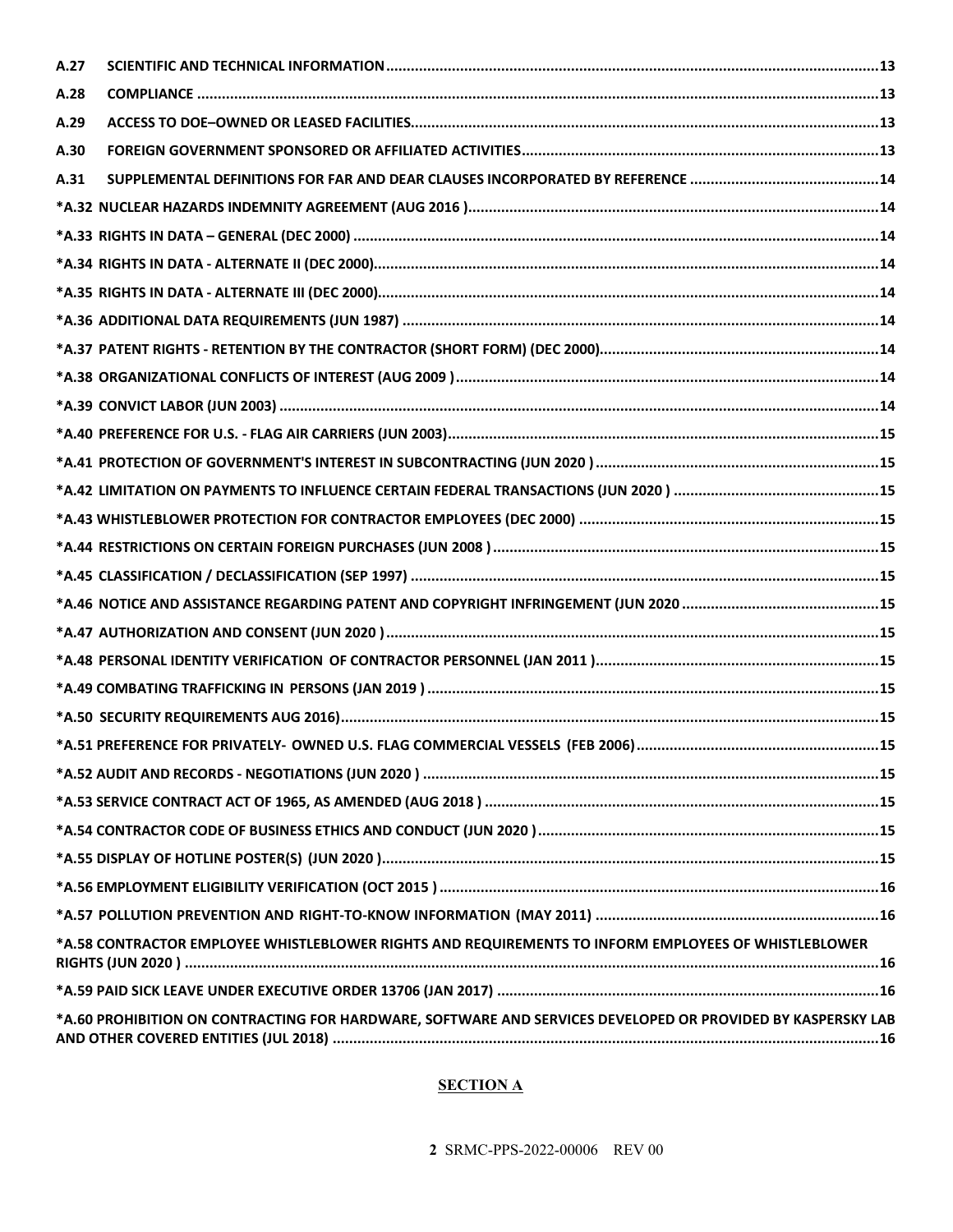A.27 SCIENTIFIC AND TECHNICAL INFORMATION....13

A.28 COMPLIANCE....13

A.29 ACCESS TO DOE–OWNED OR LEASED FACILITIES....13

A.30 FOREIGN GOVERNMENT SPONSORED OR AFFILIATED ACTIVITIES....13

A.31 SUPPLEMENTAL DEFINITIONS FOR FAR AND DEAR CLAUSES INCORPORATED BY REFERENCE....14

*A.32 NUCLEAR HAZARDS INDEMNITY AGREEMENT (AUG 2016 )....14

*A.33 RIGHTS IN DATA – GENERAL (DEC 2000)....14

*A.34 RIGHTS IN DATA - ALTERNATE II (DEC 2000)....14

*A.35 RIGHTS IN DATA - ALTERNATE III (DEC 2000)....14

*A.36 ADDITIONAL DATA REQUIREMENTS (JUN 1987)....14

*A.37 PATENT RIGHTS - RETENTION BY THE CONTRACTOR (SHORT FORM) (DEC 2000)....14

*A.38 ORGANIZATIONAL CONFLICTS OF INTEREST (AUG 2009 )....14

*A.39 CONVICT LABOR (JUN 2003)....14

*A.40 PREFERENCE FOR U.S. - FLAG AIR CARRIERS (JUN 2003)....15

*A.41 PROTECTION OF GOVERNMENT'S INTEREST IN SUBCONTRACTING (JUN 2020 )....15

*A.42 LIMITATION ON PAYMENTS TO INFLUENCE CERTAIN FEDERAL TRANSACTIONS (JUN 2020 )....15

*A.43 WHISTLEBLOWER PROTECTION FOR CONTRACTOR EMPLOYEES (DEC 2000)....15

*A.44 RESTRICTIONS ON CERTAIN FOREIGN PURCHASES (JUN 2008 )....15

*A.45 CLASSIFICATION / DECLASSIFICATION (SEP 1997)....15

*A.46 NOTICE AND ASSISTANCE REGARDING PATENT AND COPYRIGHT INFRINGEMENT (JUN 2020....15

*A.47 AUTHORIZATION AND CONSENT (JUN 2020 )....15

*A.48 PERSONAL IDENTITY VERIFICATION OF CONTRACTOR PERSONNEL (JAN 2011 )....15

*A.49 COMBATING TRAFFICKING IN PERSONS (JAN 2019 )....15

*A.50 SECURITY REQUIREMENTS AUG 2016)....15

*A.51 PREFERENCE FOR PRIVATELY- OWNED U.S. FLAG COMMERCIAL VESSELS (FEB 2006)....15

*A.52 AUDIT AND RECORDS - NEGOTIATIONS (JUN 2020 )....15

*A.53 SERVICE CONTRACT ACT OF 1965, AS AMENDED (AUG 2018 )....15

*A.54 CONTRACTOR CODE OF BUSINESS ETHICS AND CONDUCT (JUN 2020 )....15

*A.55 DISPLAY OF HOTLINE POSTER(S) (JUN 2020 )....15

*A.56 EMPLOYMENT ELIGIBILITY VERIFICATION (OCT 2015 )....16

*A.57 POLLUTION PREVENTION AND RIGHT-TO-KNOW INFORMATION (MAY 2011)....16

*A.58 CONTRACTOR EMPLOYEE WHISTLEBLOWER RIGHTS AND REQUIREMENTS TO INFORM EMPLOYEES OF WHISTLEBLOWER RIGHTS (JUN 2020 )....16

*A.59 PAID SICK LEAVE UNDER EXECUTIVE ORDER 13706 (JAN 2017)....16

*A.60 PROHIBITION ON CONTRACTING FOR HARDWARE, SOFTWARE AND SERVICES DEVELOPED OR PROVIDED BY KASPERSKY LAB AND OTHER COVERED ENTITIES (JUL 2018)....16

## SECTION A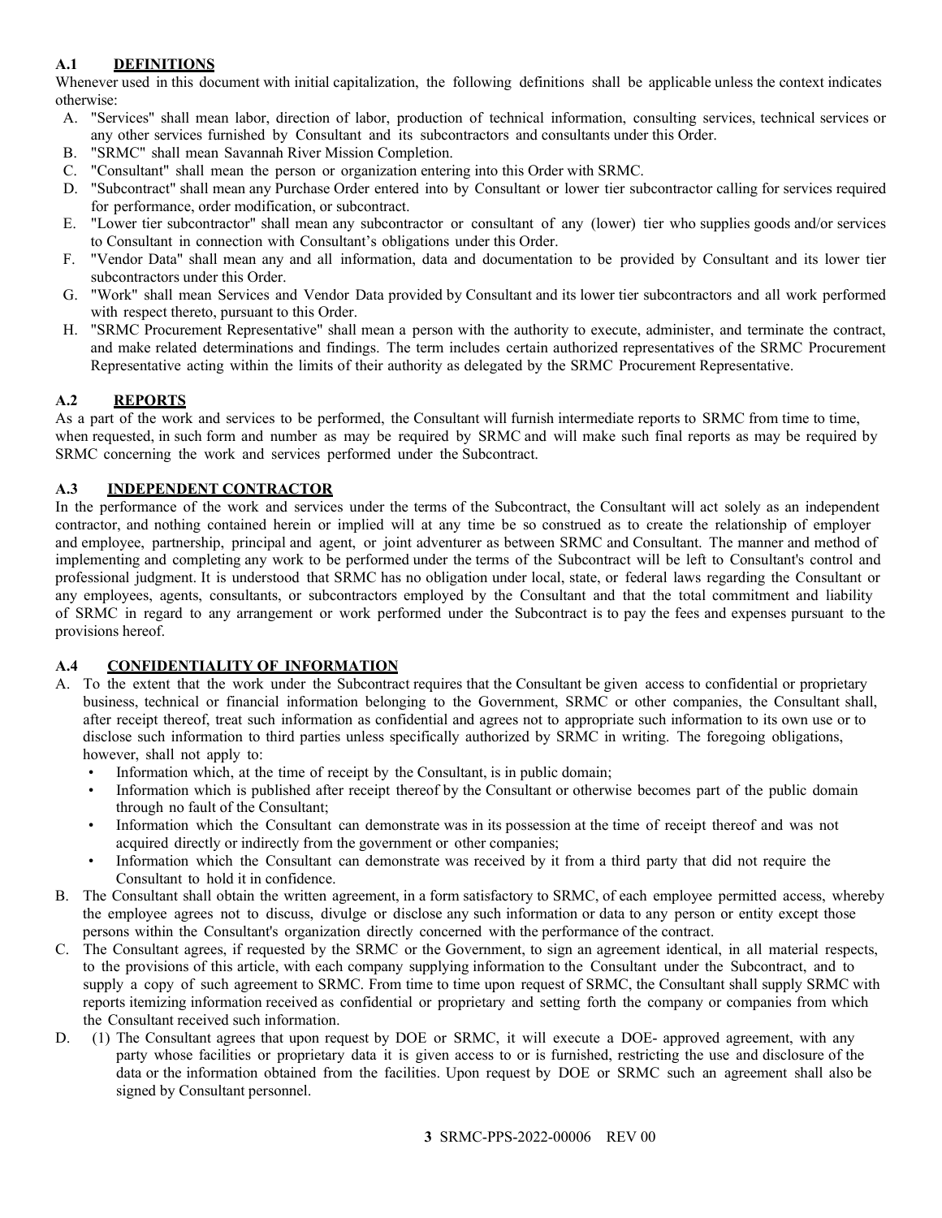## A.1 DEFINITIONS

Whenever used in this document with initial capitalization, the following definitions shall be applicable unless the context indicates otherwise:

A. "Services" shall mean labor, direction of labor, production of technical information, consulting services, technical services or any other services furnished by Consultant and its subcontractors and consultants under this Order.
B. "SRMC" shall mean Savannah River Mission Completion.
C. "Consultant" shall mean the person or organization entering into this Order with SRMC.
D. "Subcontract" shall mean any Purchase Order entered into by Consultant or lower tier subcontractor calling for services required for performance, order modification, or subcontract.
E. "Lower tier subcontractor" shall mean any subcontractor or consultant of any (lower) tier who supplies goods and/or services to Consultant in connection with Consultant's obligations under this Order.
F. "Vendor Data" shall mean any and all information, data and documentation to be provided by Consultant and its lower tier subcontractors under this Order.
G. "Work" shall mean Services and Vendor Data provided by Consultant and its lower tier subcontractors and all work performed with respect thereto, pursuant to this Order.
H. "SRMC Procurement Representative" shall mean a person with the authority to execute, administer, and terminate the contract, and make related determinations and findings. The term includes certain authorized representatives of the SRMC Procurement Representative acting within the limits of their authority as delegated by the SRMC Procurement Representative.

## A.2 REPORTS

As a part of the work and services to be performed, the Consultant will furnish intermediate reports to SRMC from time to time, when requested, in such form and number as may be required by SRMC and will make such final reports as may be required by SRMC concerning the work and services performed under the Subcontract.

## A.3 INDEPENDENT CONTRACTOR

In the performance of the work and services under the terms of the Subcontract, the Consultant will act solely as an independent contractor, and nothing contained herein or implied will at any time be so construed as to create the relationship of employer and employee, partnership, principal and agent, or joint adventurer as between SRMC and Consultant. The manner and method of implementing and completing any work to be performed under the terms of the Subcontract will be left to Consultant's control and professional judgment. It is understood that SRMC has no obligation under local, state, or federal laws regarding the Consultant or any employees, agents, consultants, or subcontractors employed by the Consultant and that the total commitment and liability of SRMC in regard to any arrangement or work performed under the Subcontract is to pay the fees and expenses pursuant to the provisions hereof.

## A.4 CONFIDENTIALITY OF INFORMATION

A. To the extent that the work under the Subcontract requires that the Consultant be given access to confidential or proprietary business, technical or financial information belonging to the Government, SRMC or other companies, the Consultant shall, after receipt thereof, treat such information as confidential and agrees not to appropriate such information to its own use or to disclose such information to third parties unless specifically authorized by SRMC in writing. The foregoing obligations, however, shall not apply to:
   - Information which, at the time of receipt by the Consultant, is in public domain;
   - Information which is published after receipt thereof by the Consultant or otherwise becomes part of the public domain through no fault of the Consultant;
   - Information which the Consultant can demonstrate was in its possession at the time of receipt thereof and was not acquired directly or indirectly from the government or other companies;
   - Information which the Consultant can demonstrate was received by it from a third party that did not require the Consultant to hold it in confidence.
B. The Consultant shall obtain the written agreement, in a form satisfactory to SRMC, of each employee permitted access, whereby the employee agrees not to discuss, divulge or disclose any such information or data to any person or entity except those persons within the Consultant's organization directly concerned with the performance of the contract.
C. The Consultant agrees, if requested by the SRMC or the Government, to sign an agreement identical, in all material respects, to the provisions of this article, with each company supplying information to the Consultant under the Subcontract, and to supply a copy of such agreement to SRMC. From time to time upon request of SRMC, the Consultant shall supply SRMC with reports itemizing information received as confidential or proprietary and setting forth the company or companies from which the Consultant received such information.
D. (1) The Consultant agrees that upon request by DOE or SRMC, it will execute a DOE- approved agreement, with any party whose facilities or proprietary data it is given access to or is furnished, restricting the use and disclosure of the data or the information obtained from the facilities. Upon request by DOE or SRMC such an agreement shall also be signed by Consultant personnel.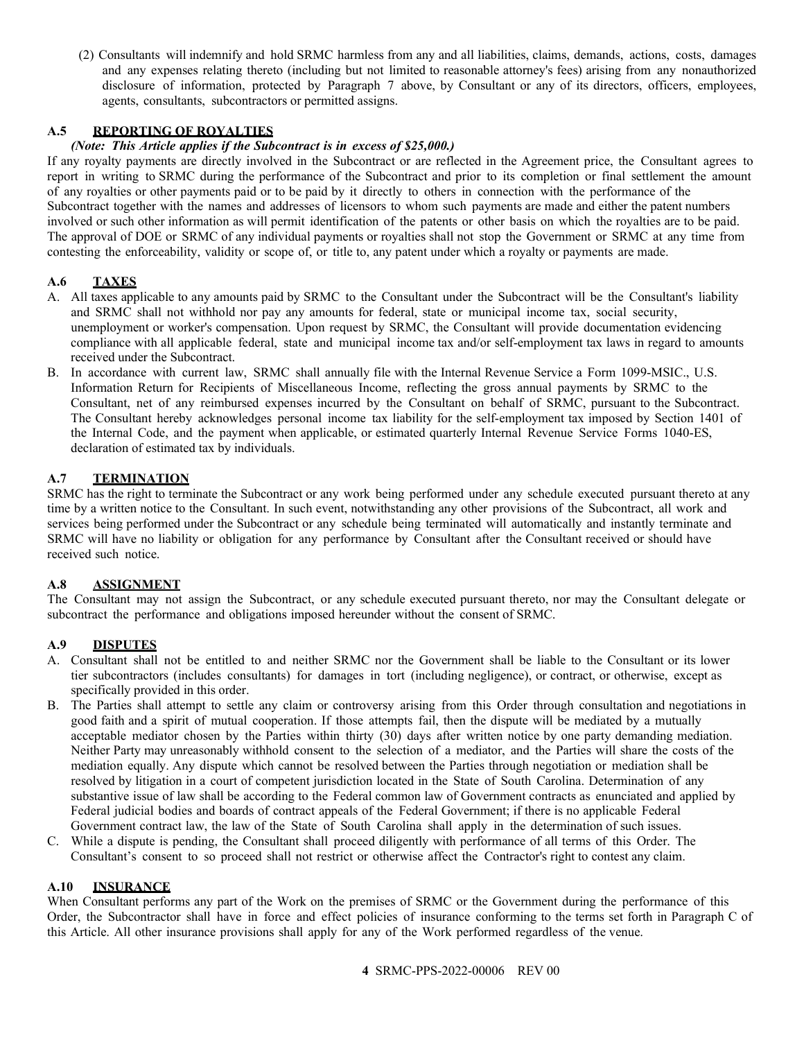(2) Consultants will indemnify and hold SRMC harmless from any and all liabilities, claims, demands, actions, costs, damages and any expenses relating thereto (including but not limited to reasonable attorney's fees) arising from any nonauthorized disclosure of information, protected by Paragraph 7 above, by Consultant or any of its directors, officers, employees, agents, consultants, subcontractors or permitted assigns.

### A.5 REPORTING OF ROYALTIES

***(Note: This Article applies if the Subcontract is in excess of $25,000.)***

If any royalty payments are directly involved in the Subcontract or are reflected in the Agreement price, the Consultant agrees to report in writing to SRMC during the performance of the Subcontract and prior to its completion or final settlement the amount of any royalties or other payments paid or to be paid by it directly to others in connection with the performance of the Subcontract together with the names and addresses of licensors to whom such payments are made and either the patent numbers involved or such other information as will permit identification of the patents or other basis on which the royalties are to be paid. The approval of DOE or SRMC of any individual payments or royalties shall not stop the Government or SRMC at any time from contesting the enforceability, validity or scope of, or title to, any patent under which a royalty or payments are made.

### A.6 TAXES

A. All taxes applicable to any amounts paid by SRMC to the Consultant under the Subcontract will be the Consultant's liability and SRMC shall not withhold nor pay any amounts for federal, state or municipal income tax, social security, unemployment or worker's compensation. Upon request by SRMC, the Consultant will provide documentation evidencing compliance with all applicable federal, state and municipal income tax and/or self-employment tax laws in regard to amounts received under the Subcontract.

B. In accordance with current law, SRMC shall annually file with the Internal Revenue Service a Form 1099-MSIC., U.S. Information Return for Recipients of Miscellaneous Income, reflecting the gross annual payments by SRMC to the Consultant, net of any reimbursed expenses incurred by the Consultant on behalf of SRMC, pursuant to the Subcontract. The Consultant hereby acknowledges personal income tax liability for the self-employment tax imposed by Section 1401 of the Internal Code, and the payment when applicable, or estimated quarterly Internal Revenue Service Forms 1040-ES, declaration of estimated tax by individuals.

### A.7 TERMINATION

SRMC has the right to terminate the Subcontract or any work being performed under any schedule executed pursuant thereto at any time by a written notice to the Consultant. In such event, notwithstanding any other provisions of the Subcontract, all work and services being performed under the Subcontract or any schedule being terminated will automatically and instantly terminate and SRMC will have no liability or obligation for any performance by Consultant after the Consultant received or should have received such notice.

### A.8 ASSIGNMENT

The Consultant may not assign the Subcontract, or any schedule executed pursuant thereto, nor may the Consultant delegate or subcontract the performance and obligations imposed hereunder without the consent of SRMC.

### A.9 DISPUTES

A. Consultant shall not be entitled to and neither SRMC nor the Government shall be liable to the Consultant or its lower tier subcontractors (includes consultants) for damages in tort (including negligence), or contract, or otherwise, except as specifically provided in this order.

B. The Parties shall attempt to settle any claim or controversy arising from this Order through consultation and negotiations in good faith and a spirit of mutual cooperation. If those attempts fail, then the dispute will be mediated by a mutually acceptable mediator chosen by the Parties within thirty (30) days after written notice by one party demanding mediation. Neither Party may unreasonably withhold consent to the selection of a mediator, and the Parties will share the costs of the mediation equally. Any dispute which cannot be resolved between the Parties through negotiation or mediation shall be resolved by litigation in a court of competent jurisdiction located in the State of South Carolina. Determination of any substantive issue of law shall be according to the Federal common law of Government contracts as enunciated and applied by Federal judicial bodies and boards of contract appeals of the Federal Government; if there is no applicable Federal Government contract law, the law of the State of South Carolina shall apply in the determination of such issues.

C. While a dispute is pending, the Consultant shall proceed diligently with performance of all terms of this Order. The Consultant's consent to so proceed shall not restrict or otherwise affect the Contractor's right to contest any claim.

### A.10 INSURANCE

When Consultant performs any part of the Work on the premises of SRMC or the Government during the performance of this Order, the Subcontractor shall have in force and effect policies of insurance conforming to the terms set forth in Paragraph C of this Article. All other insurance provisions shall apply for any of the Work performed regardless of the venue.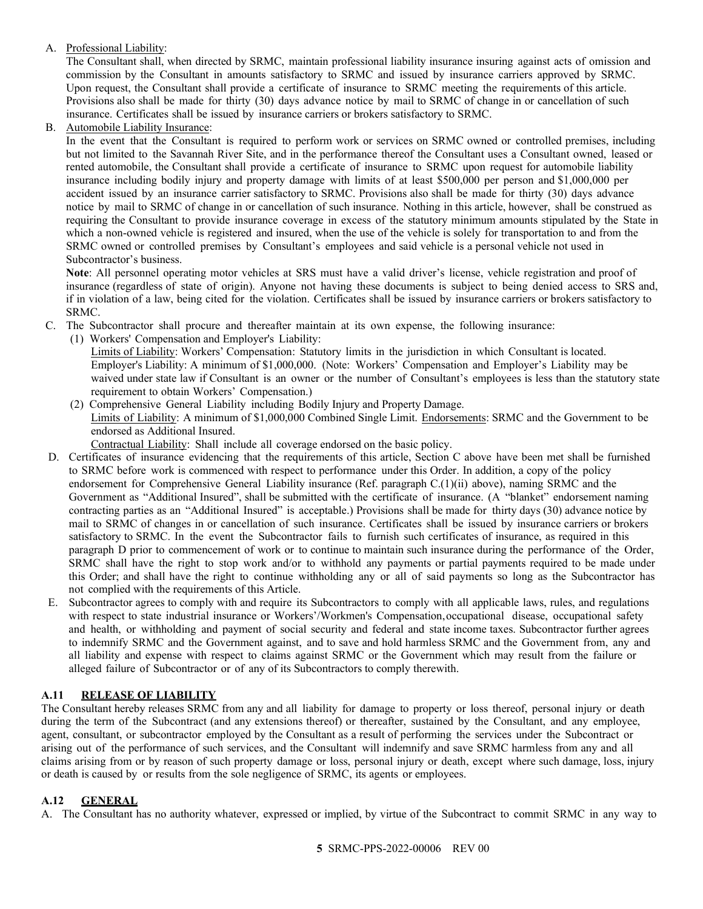A. Professional Liability:
   The Consultant shall, when directed by SRMC, maintain professional liability insurance insuring against acts of omission and commission by the Consultant in amounts satisfactory to SRMC and issued by insurance carriers approved by SRMC. Upon request, the Consultant shall provide a certificate of insurance to SRMC meeting the requirements of this article. Provisions also shall be made for thirty (30) days advance notice by mail to SRMC of change in or cancellation of such insurance. Certificates shall be issued by insurance carriers or brokers satisfactory to SRMC.

B. Automobile Liability Insurance:
   In the event that the Consultant is required to perform work or services on SRMC owned or controlled premises, including but not limited to the Savannah River Site, and in the performance thereof the Consultant uses a Consultant owned, leased or rented automobile, the Consultant shall provide a certificate of insurance to SRMC upon request for automobile liability insurance including bodily injury and property damage with limits of at least $500,000 per person and $1,000,000 per accident issued by an insurance carrier satisfactory to SRMC. Provisions also shall be made for thirty (30) days advance notice by mail to SRMC of change in or cancellation of such insurance. Nothing in this article, however, shall be construed as requiring the Consultant to provide insurance coverage in excess of the statutory minimum amounts stipulated by the State in which a non-owned vehicle is registered and insured, when the use of the vehicle is solely for transportation to and from the SRMC owned or controlled premises by Consultant's employees and said vehicle is a personal vehicle not used in Subcontractor's business.

   **Note**: All personnel operating motor vehicles at SRS must have a valid driver's license, vehicle registration and proof of insurance (regardless of state of origin). Anyone not having these documents is subject to being denied access to SRS and, if in violation of a law, being cited for the violation. Certificates shall be issued by insurance carriers or brokers satisfactory to SRMC.

C. The Subcontractor shall procure and thereafter maintain at its own expense, the following insurance:
   (1) Workers' Compensation and Employer's Liability:
   Limits of Liability: Workers' Compensation: Statutory limits in the jurisdiction in which Consultant is located. Employer's Liability: A minimum of $1,000,000. (Note: Workers' Compensation and Employer's Liability may be waived under state law if Consultant is an owner or the number of Consultant's employees is less than the statutory state requirement to obtain Workers' Compensation.)
   (2) Comprehensive General Liability including Bodily Injury and Property Damage.
   Limits of Liability: A minimum of $1,000,000 Combined Single Limit. Endorsements: SRMC and the Government to be endorsed as Additional Insured.
   Contractual Liability: Shall include all coverage endorsed on the basic policy.

D. Certificates of insurance evidencing that the requirements of this article, Section C above have been met shall be furnished to SRMC before work is commenced with respect to performance under this Order. In addition, a copy of the policy endorsement for Comprehensive General Liability insurance (Ref. paragraph C.(1)(ii) above), naming SRMC and the Government as "Additional Insured", shall be submitted with the certificate of insurance. (A "blanket" endorsement naming contracting parties as an "Additional Insured" is acceptable.) Provisions shall be made for thirty days (30) advance notice by mail to SRMC of changes in or cancellation of such insurance. Certificates shall be issued by insurance carriers or brokers satisfactory to SRMC. In the event the Subcontractor fails to furnish such certificates of insurance, as required in this paragraph D prior to commencement of work or to continue to maintain such insurance during the performance of the Order, SRMC shall have the right to stop work and/or to withhold any payments or partial payments required to be made under this Order; and shall have the right to continue withholding any or all of said payments so long as the Subcontractor has not complied with the requirements of this Article.

E. Subcontractor agrees to comply with and require its Subcontractors to comply with all applicable laws, rules, and regulations with respect to state industrial insurance or Workers'/Workmen's Compensation, occupational disease, occupational safety and health, or withholding and payment of social security and federal and state income taxes. Subcontractor further agrees to indemnify SRMC and the Government against, and to save and hold harmless SRMC and the Government from, any and all liability and expense with respect to claims against SRMC or the Government which may result from the failure or alleged failure of Subcontractor or of any of its Subcontractors to comply therewith.

## A.11 RELEASE OF LIABILITY

The Consultant hereby releases SRMC from any and all liability for damage to property or loss thereof, personal injury or death during the term of the Subcontract (and any extensions thereof) or thereafter, sustained by the Consultant, and any employee, agent, consultant, or subcontractor employed by the Consultant as a result of performing the services under the Subcontract or arising out of the performance of such services, and the Consultant will indemnify and save SRMC harmless from any and all claims arising from or by reason of such property damage or loss, personal injury or death, except where such damage, loss, injury or death is caused by or results from the sole negligence of SRMC, its agents or employees.

## A.12 GENERAL

A. The Consultant has no authority whatever, expressed or implied, by virtue of the Subcontract to commit SRMC in any way to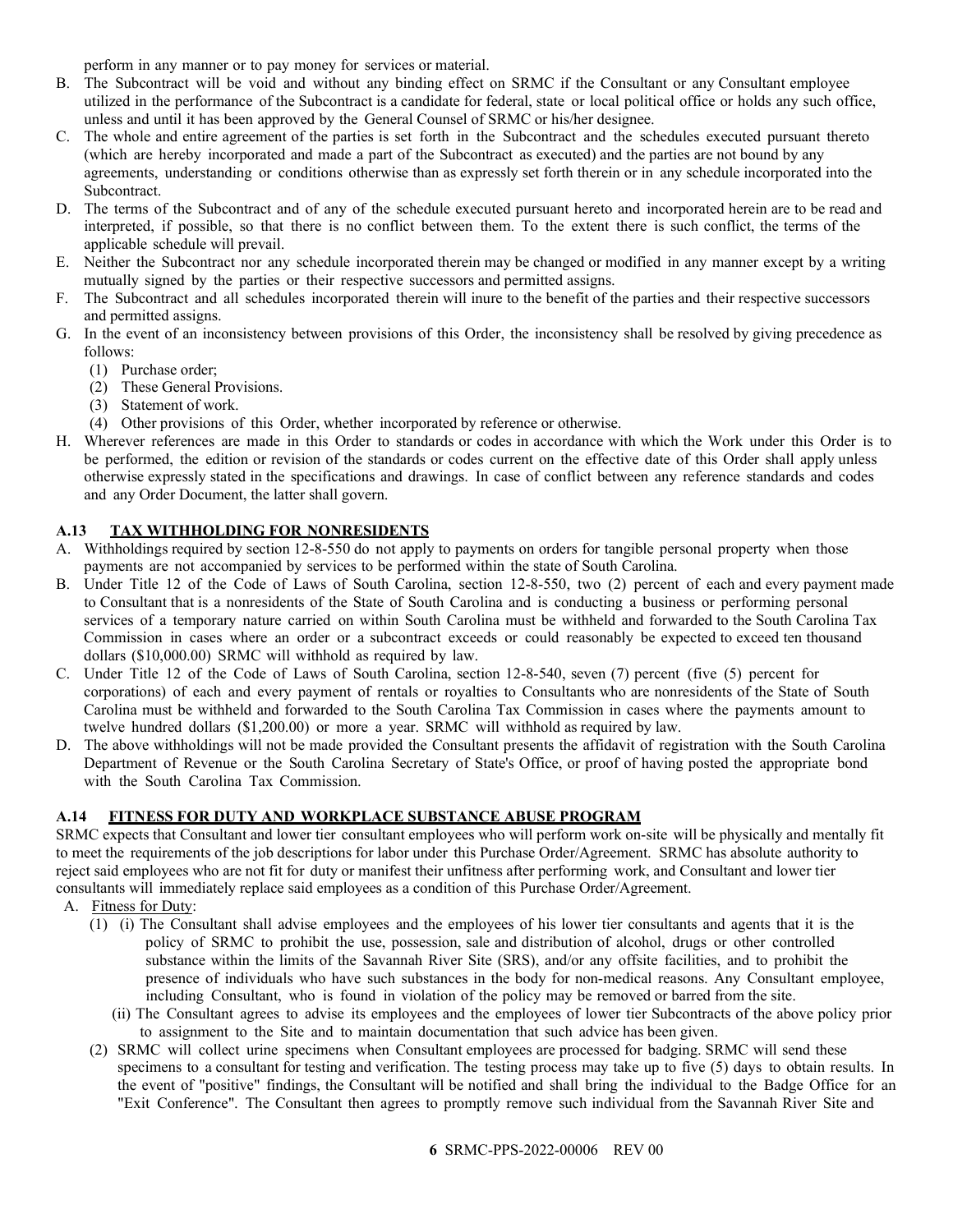perform in any manner or to pay money for services or material.

B. The Subcontract will be void and without any binding effect on SRMC if the Consultant or any Consultant employee utilized in the performance of the Subcontract is a candidate for federal, state or local political office or holds any such office, unless and until it has been approved by the General Counsel of SRMC or his/her designee.
C. The whole and entire agreement of the parties is set forth in the Subcontract and the schedules executed pursuant thereto (which are hereby incorporated and made a part of the Subcontract as executed) and the parties are not bound by any agreements, understanding or conditions otherwise than as expressly set forth therein or in any schedule incorporated into the Subcontract.
D. The terms of the Subcontract and of any of the schedule executed pursuant hereto and incorporated herein are to be read and interpreted, if possible, so that there is no conflict between them. To the extent there is such conflict, the terms of the applicable schedule will prevail.
E. Neither the Subcontract nor any schedule incorporated therein may be changed or modified in any manner except by a writing mutually signed by the parties or their respective successors and permitted assigns.
F. The Subcontract and all schedules incorporated therein will inure to the benefit of the parties and their respective successors and permitted assigns.
G. In the event of an inconsistency between provisions of this Order, the inconsistency shall be resolved by giving precedence as follows:
   (1) Purchase order;
   (2) These General Provisions.
   (3) Statement of work.
   (4) Other provisions of this Order, whether incorporated by reference or otherwise.
H. Wherever references are made in this Order to standards or codes in accordance with which the Work under this Order is to be performed, the edition or revision of the standards or codes current on the effective date of this Order shall apply unless otherwise expressly stated in the specifications and drawings. In case of conflict between any reference standards and codes and any Order Document, the latter shall govern.

## A.13 TAX WITHHOLDING FOR NONRESIDENTS

A. Withholdings required by section 12-8-550 do not apply to payments on orders for tangible personal property when those payments are not accompanied by services to be performed within the state of South Carolina.
B. Under Title 12 of the Code of Laws of South Carolina, section 12-8-550, two (2) percent of each and every payment made to Consultant that is a nonresidents of the State of South Carolina and is conducting a business or performing personal services of a temporary nature carried on within South Carolina must be withheld and forwarded to the South Carolina Tax Commission in cases where an order or a subcontract exceeds or could reasonably be expected to exceed ten thousand dollars ($10,000.00) SRMC will withhold as required by law.
C. Under Title 12 of the Code of Laws of South Carolina, section 12-8-540, seven (7) percent (five (5) percent for corporations) of each and every payment of rentals or royalties to Consultants who are nonresidents of the State of South Carolina must be withheld and forwarded to the South Carolina Tax Commission in cases where the payments amount to twelve hundred dollars ($1,200.00) or more a year. SRMC will withhold as required by law.
D. The above withholdings will not be made provided the Consultant presents the affidavit of registration with the South Carolina Department of Revenue or the South Carolina Secretary of State's Office, or proof of having posted the appropriate bond with the South Carolina Tax Commission.

## A.14 FITNESS FOR DUTY AND WORKPLACE SUBSTANCE ABUSE PROGRAM

SRMC expects that Consultant and lower tier consultant employees who will perform work on-site will be physically and mentally fit to meet the requirements of the job descriptions for labor under this Purchase Order/Agreement. SRMC has absolute authority to reject said employees who are not fit for duty or manifest their unfitness after performing work, and Consultant and lower tier consultants will immediately replace said employees as a condition of this Purchase Order/Agreement.

A. Fitness for Duty:
   (1) (i) The Consultant shall advise employees and the employees of his lower tier consultants and agents that it is the policy of SRMC to prohibit the use, possession, sale and distribution of alcohol, drugs or other controlled substance within the limits of the Savannah River Site (SRS), and/or any offsite facilities, and to prohibit the presence of individuals who have such substances in the body for non-medical reasons. Any Consultant employee, including Consultant, who is found in violation of the policy may be removed or barred from the site.
   (ii) The Consultant agrees to advise its employees and the employees of lower tier Subcontracts of the above policy prior to assignment to the Site and to maintain documentation that such advice has been given.
   (2) SRMC will collect urine specimens when Consultant employees are processed for badging. SRMC will send these specimens to a consultant for testing and verification. The testing process may take up to five (5) days to obtain results. In the event of "positive" findings, the Consultant will be notified and shall bring the individual to the Badge Office for an "Exit Conference". The Consultant then agrees to promptly remove such individual from the Savannah River Site and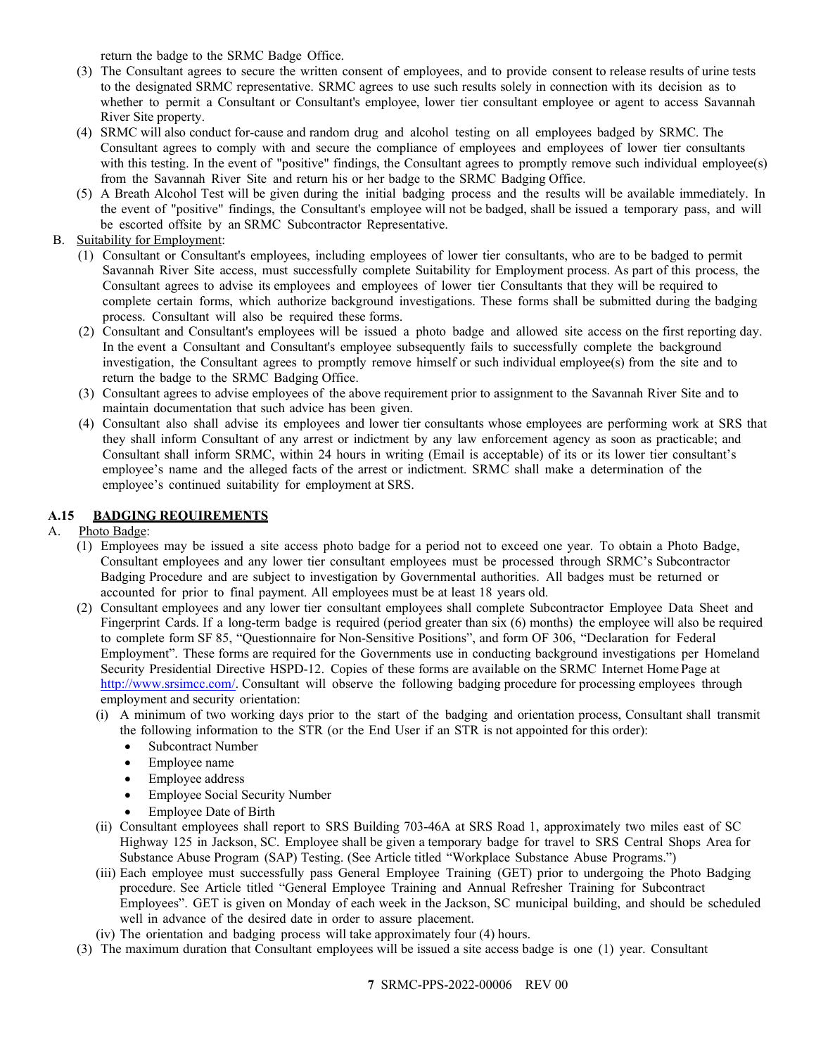return the badge to the SRMC Badge Office.

(3) The Consultant agrees to secure the written consent of employees, and to provide consent to release results of urine tests to the designated SRMC representative. SRMC agrees to use such results solely in connection with its decision as to whether to permit a Consultant or Consultant's employee, lower tier consultant employee or agent to access Savannah River Site property.

(4) SRMC will also conduct for-cause and random drug and alcohol testing on all employees badged by SRMC. The Consultant agrees to comply with and secure the compliance of employees and employees of lower tier consultants with this testing. In the event of "positive" findings, the Consultant agrees to promptly remove such individual employee(s) from the Savannah River Site and return his or her badge to the SRMC Badging Office.

(5) A Breath Alcohol Test will be given during the initial badging process and the results will be available immediately. In the event of "positive" findings, the Consultant's employee will not be badged, shall be issued a temporary pass, and will be escorted offsite by an SRMC Subcontractor Representative.

B. Suitability for Employment:

(1) Consultant or Consultant's employees, including employees of lower tier consultants, who are to be badged to permit Savannah River Site access, must successfully complete Suitability for Employment process. As part of this process, the Consultant agrees to advise its employees and employees of lower tier Consultants that they will be required to complete certain forms, which authorize background investigations. These forms shall be submitted during the badging process. Consultant will also be required these forms.

(2) Consultant and Consultant's employees will be issued a photo badge and allowed site access on the first reporting day. In the event a Consultant and Consultant's employee subsequently fails to successfully complete the background investigation, the Consultant agrees to promptly remove himself or such individual employee(s) from the site and to return the badge to the SRMC Badging Office.

(3) Consultant agrees to advise employees of the above requirement prior to assignment to the Savannah River Site and to maintain documentation that such advice has been given.

(4) Consultant also shall advise its employees and lower tier consultants whose employees are performing work at SRS that they shall inform Consultant of any arrest or indictment by any law enforcement agency as soon as practicable; and Consultant shall inform SRMC, within 24 hours in writing (Email is acceptable) of its or its lower tier consultant's employee's name and the alleged facts of the arrest or indictment. SRMC shall make a determination of the employee's continued suitability for employment at SRS.

## A.15 BADGING REQUIREMENTS

A. Photo Badge:

(1) Employees may be issued a site access photo badge for a period not to exceed one year. To obtain a Photo Badge, Consultant employees and any lower tier consultant employees must be processed through SRMC's Subcontractor Badging Procedure and are subject to investigation by Governmental authorities. All badges must be returned or accounted for prior to final payment. All employees must be at least 18 years old.

(2) Consultant employees and any lower tier consultant employees shall complete Subcontractor Employee Data Sheet and Fingerprint Cards. If a long-term badge is required (period greater than six (6) months) the employee will also be required to complete form SF 85, "Questionnaire for Non-Sensitive Positions", and form OF 306, "Declaration for Federal Employment". These forms are required for the Governments use in conducting background investigations per Homeland Security Presidential Directive HSPD-12. Copies of these forms are available on the SRMC Internet Home Page at http://www.srsimcc.com/. Consultant will observe the following badging procedure for processing employees through employment and security orientation:

(i) A minimum of two working days prior to the start of the badging and orientation process, Consultant shall transmit the following information to the STR (or the End User if an STR is not appointed for this order):
- Subcontract Number
- Employee name
- Employee address
- Employee Social Security Number
- Employee Date of Birth

(ii) Consultant employees shall report to SRS Building 703-46A at SRS Road 1, approximately two miles east of SC Highway 125 in Jackson, SC. Employee shall be given a temporary badge for travel to SRS Central Shops Area for Substance Abuse Program (SAP) Testing. (See Article titled "Workplace Substance Abuse Programs.")

(iii) Each employee must successfully pass General Employee Training (GET) prior to undergoing the Photo Badging procedure. See Article titled "General Employee Training and Annual Refresher Training for Subcontract Employees". GET is given on Monday of each week in the Jackson, SC municipal building, and should be scheduled well in advance of the desired date in order to assure placement.

(iv) The orientation and badging process will take approximately four (4) hours.

(3) The maximum duration that Consultant employees will be issued a site access badge is one (1) year. Consultant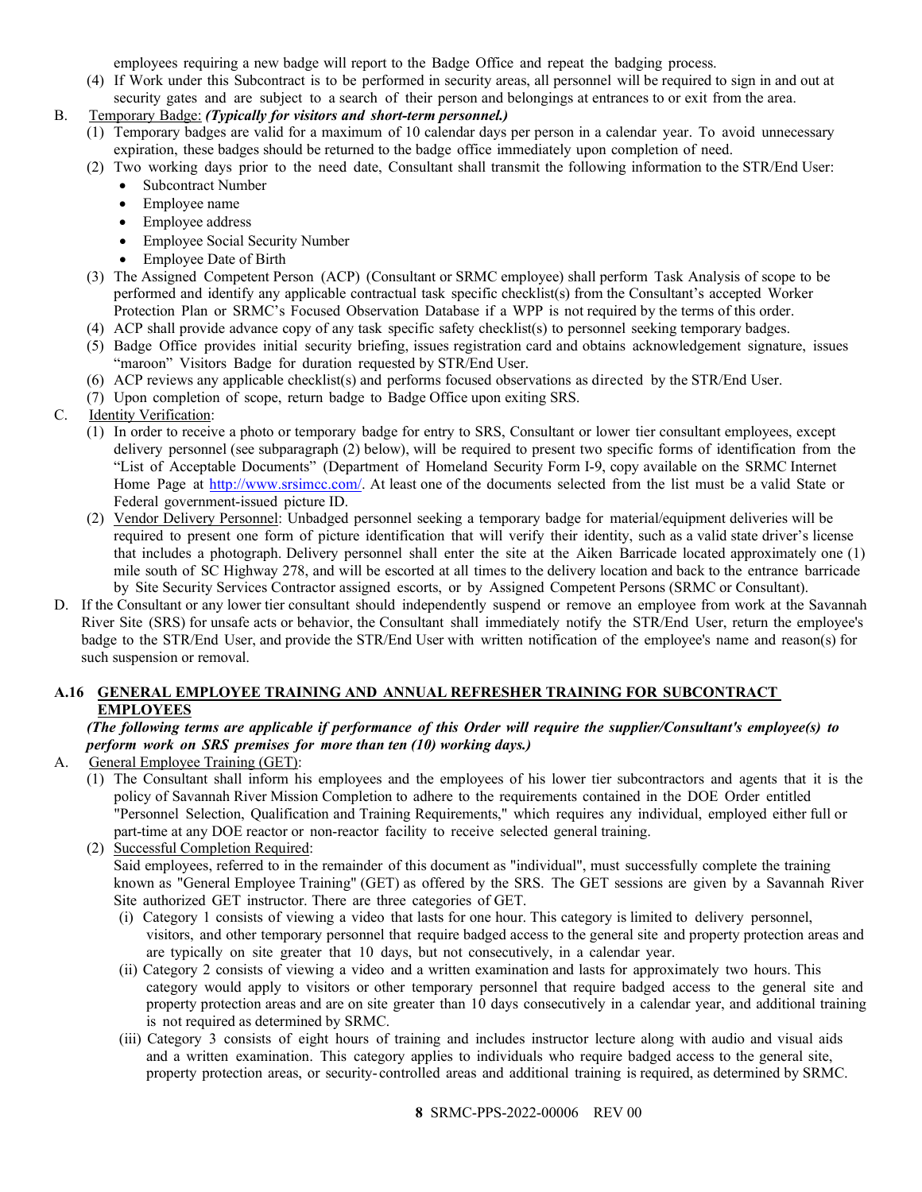employees requiring a new badge will report to the Badge Office and repeat the badging process.

(4) If Work under this Subcontract is to be performed in security areas, all personnel will be required to sign in and out at security gates and are subject to a search of their person and belongings at entrances to or exit from the area.

B. Temporary Badge: ***(Typically for visitors and short-term personnel.)***

(1) Temporary badges are valid for a maximum of 10 calendar days per person in a calendar year. To avoid unnecessary expiration, these badges should be returned to the badge office immediately upon completion of need.

(2) Two working days prior to the need date, Consultant shall transmit the following information to the STR/End User:

- Subcontract Number
- Employee name
- Employee address
- Employee Social Security Number
- Employee Date of Birth

(3) The Assigned Competent Person (ACP) (Consultant or SRMC employee) shall perform Task Analysis of scope to be performed and identify any applicable contractual task specific checklist(s) from the Consultant's accepted Worker Protection Plan or SRMC's Focused Observation Database if a WPP is not required by the terms of this order.

(4) ACP shall provide advance copy of any task specific safety checklist(s) to personnel seeking temporary badges.

(5) Badge Office provides initial security briefing, issues registration card and obtains acknowledgement signature, issues "maroon" Visitors Badge for duration requested by STR/End User.

(6) ACP reviews any applicable checklist(s) and performs focused observations as directed by the STR/End User.

(7) Upon completion of scope, return badge to Badge Office upon exiting SRS.

C. Identity Verification:

(1) In order to receive a photo or temporary badge for entry to SRS, Consultant or lower tier consultant employees, except delivery personnel (see subparagraph (2) below), will be required to present two specific forms of identification from the "List of Acceptable Documents" (Department of Homeland Security Form I-9, copy available on the SRMC Internet Home Page at http://www.srsimcc.com/. At least one of the documents selected from the list must be a valid State or Federal government-issued picture ID.

(2) Vendor Delivery Personnel: Unbadged personnel seeking a temporary badge for material/equipment deliveries will be required to present one form of picture identification that will verify their identity, such as a valid state driver's license that includes a photograph. Delivery personnel shall enter the site at the Aiken Barricade located approximately one (1) mile south of SC Highway 278, and will be escorted at all times to the delivery location and back to the entrance barricade by Site Security Services Contractor assigned escorts, or by Assigned Competent Persons (SRMC or Consultant).

D. If the Consultant or any lower tier consultant should independently suspend or remove an employee from work at the Savannah River Site (SRS) for unsafe acts or behavior, the Consultant shall immediately notify the STR/End User, return the employee's badge to the STR/End User, and provide the STR/End User with written notification of the employee's name and reason(s) for such suspension or removal.

### A.16 GENERAL EMPLOYEE TRAINING AND ANNUAL REFRESHER TRAINING FOR SUBCONTRACT EMPLOYEES

***(The following terms are applicable if performance of this Order will require the supplier/Consultant's employee(s) to perform work on SRS premises for more than ten (10) working days.)***

A. General Employee Training (GET):

(1) The Consultant shall inform his employees and the employees of his lower tier subcontractors and agents that it is the policy of Savannah River Mission Completion to adhere to the requirements contained in the DOE Order entitled "Personnel Selection, Qualification and Training Requirements," which requires any individual, employed either full or part-time at any DOE reactor or non-reactor facility to receive selected general training.

(2) Successful Completion Required:
Said employees, referred to in the remainder of this document as "individual", must successfully complete the training known as "General Employee Training" (GET) as offered by the SRS. The GET sessions are given by a Savannah River Site authorized GET instructor. There are three categories of GET.

(i) Category 1 consists of viewing a video that lasts for one hour. This category is limited to delivery personnel, visitors, and other temporary personnel that require badged access to the general site and property protection areas and are typically on site greater that 10 days, but not consecutively, in a calendar year.

(ii) Category 2 consists of viewing a video and a written examination and lasts for approximately two hours. This category would apply to visitors or other temporary personnel that require badged access to the general site and property protection areas and are on site greater than 10 days consecutively in a calendar year, and additional training is not required as determined by SRMC.

(iii) Category 3 consists of eight hours of training and includes instructor lecture along with audio and visual aids and a written examination. This category applies to individuals who require badged access to the general site, property protection areas, or security-controlled areas and additional training is required, as determined by SRMC.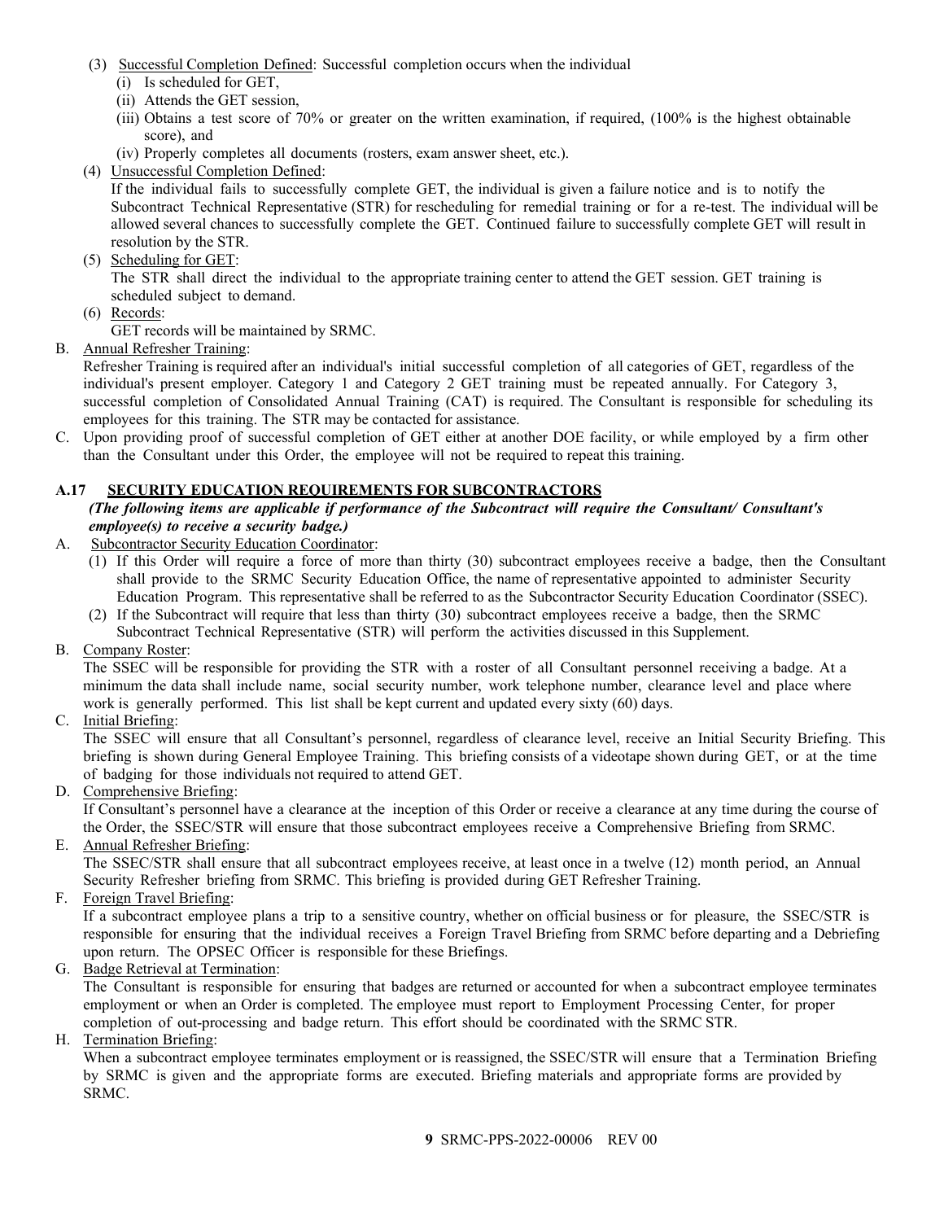(3) Successful Completion Defined: Successful completion occurs when the individual

(i) Is scheduled for GET,

(ii) Attends the GET session,

(iii) Obtains a test score of 70% or greater on the written examination, if required, (100% is the highest obtainable score), and

(iv) Properly completes all documents (rosters, exam answer sheet, etc.).

(4) Unsuccessful Completion Defined:
If the individual fails to successfully complete GET, the individual is given a failure notice and is to notify the Subcontract Technical Representative (STR) for rescheduling for remedial training or for a re-test. The individual will be allowed several chances to successfully complete the GET. Continued failure to successfully complete GET will result in resolution by the STR.

(5) Scheduling for GET:
The STR shall direct the individual to the appropriate training center to attend the GET session. GET training is scheduled subject to demand.

(6) Records:
GET records will be maintained by SRMC.

B. Annual Refresher Training:
Refresher Training is required after an individual's initial successful completion of all categories of GET, regardless of the individual's present employer. Category 1 and Category 2 GET training must be repeated annually. For Category 3, successful completion of Consolidated Annual Training (CAT) is required. The Consultant is responsible for scheduling its employees for this training. The STR may be contacted for assistance.

C. Upon providing proof of successful completion of GET either at another DOE facility, or while employed by a firm other than the Consultant under this Order, the employee will not be required to repeat this training.

## A.17 SECURITY EDUCATION REQUIREMENTS FOR SUBCONTRACTORS

***(The following items are applicable if performance of the Subcontract will require the Consultant/ Consultant's employee(s) to receive a security badge.)***

A. Subcontractor Security Education Coordinator:

(1) If this Order will require a force of more than thirty (30) subcontract employees receive a badge, then the Consultant shall provide to the SRMC Security Education Office, the name of representative appointed to administer Security Education Program. This representative shall be referred to as the Subcontractor Security Education Coordinator (SSEC).

(2) If the Subcontract will require that less than thirty (30) subcontract employees receive a badge, then the SRMC Subcontract Technical Representative (STR) will perform the activities discussed in this Supplement.

B. Company Roster:
The SSEC will be responsible for providing the STR with a roster of all Consultant personnel receiving a badge. At a minimum the data shall include name, social security number, work telephone number, clearance level and place where work is generally performed. This list shall be kept current and updated every sixty (60) days.

C. Initial Briefing:
The SSEC will ensure that all Consultant's personnel, regardless of clearance level, receive an Initial Security Briefing. This briefing is shown during General Employee Training. This briefing consists of a videotape shown during GET, or at the time of badging for those individuals not required to attend GET.

D. Comprehensive Briefing:
If Consultant's personnel have a clearance at the inception of this Order or receive a clearance at any time during the course of the Order, the SSEC/STR will ensure that those subcontract employees receive a Comprehensive Briefing from SRMC.

E. Annual Refresher Briefing:
The SSEC/STR shall ensure that all subcontract employees receive, at least once in a twelve (12) month period, an Annual Security Refresher briefing from SRMC. This briefing is provided during GET Refresher Training.

F. Foreign Travel Briefing:
If a subcontract employee plans a trip to a sensitive country, whether on official business or for pleasure, the SSEC/STR is responsible for ensuring that the individual receives a Foreign Travel Briefing from SRMC before departing and a Debriefing upon return. The OPSEC Officer is responsible for these Briefings.

G. Badge Retrieval at Termination:
The Consultant is responsible for ensuring that badges are returned or accounted for when a subcontract employee terminates employment or when an Order is completed. The employee must report to Employment Processing Center, for proper completion of out-processing and badge return. This effort should be coordinated with the SRMC STR.

H. Termination Briefing:
When a subcontract employee terminates employment or is reassigned, the SSEC/STR will ensure that a Termination Briefing by SRMC is given and the appropriate forms are executed. Briefing materials and appropriate forms are provided by SRMC.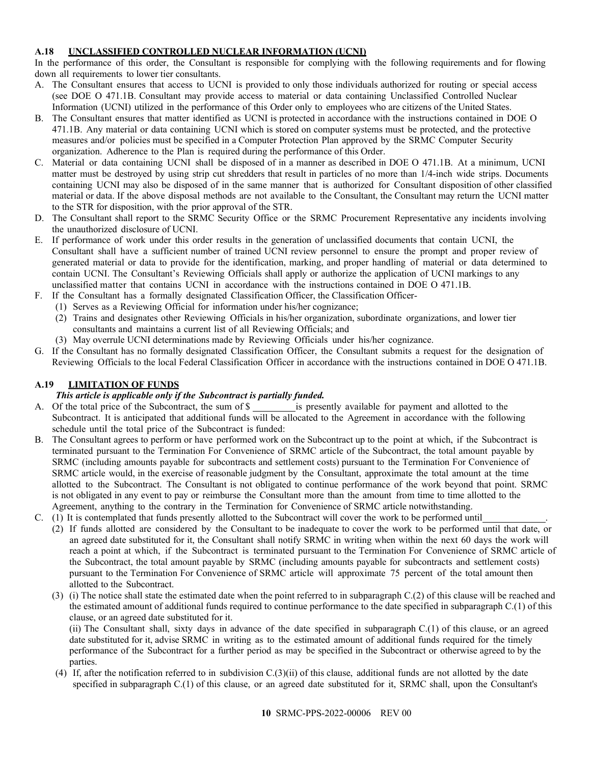### A.18 UNCLASSIFIED CONTROLLED NUCLEAR INFORMATION (UCNI)

In the performance of this order, the Consultant is responsible for complying with the following requirements and for flowing down all requirements to lower tier consultants.

A. The Consultant ensures that access to UCNI is provided to only those individuals authorized for routing or special access (see DOE O 471.1B. Consultant may provide access to material or data containing Unclassified Controlled Nuclear Information (UCNI) utilized in the performance of this Order only to employees who are citizens of the United States.

B. The Consultant ensures that matter identified as UCNI is protected in accordance with the instructions contained in DOE O 471.1B. Any material or data containing UCNI which is stored on computer systems must be protected, and the protective measures and/or policies must be specified in a Computer Protection Plan approved by the SRMC Computer Security organization. Adherence to the Plan is required during the performance of this Order.

C. Material or data containing UCNI shall be disposed of in a manner as described in DOE O 471.1B. At a minimum, UCNI matter must be destroyed by using strip cut shredders that result in particles of no more than 1/4-inch wide strips. Documents containing UCNI may also be disposed of in the same manner that is authorized for Consultant disposition of other classified material or data. If the above disposal methods are not available to the Consultant, the Consultant may return the UCNI matter to the STR for disposition, with the prior approval of the STR.

D. The Consultant shall report to the SRMC Security Office or the SRMC Procurement Representative any incidents involving the unauthorized disclosure of UCNI.

E. If performance of work under this order results in the generation of unclassified documents that contain UCNI, the Consultant shall have a sufficient number of trained UCNI review personnel to ensure the prompt and proper review of generated material or data to provide for the identification, marking, and proper handling of material or data determined to contain UCNI. The Consultant's Reviewing Officials shall apply or authorize the application of UCNI markings to any unclassified matter that contains UCNI in accordance with the instructions contained in DOE O 471.1B.

F. If the Consultant has a formally designated Classification Officer, the Classification Officer-
   (1) Serves as a Reviewing Official for information under his/her cognizance;
   (2) Trains and designates other Reviewing Officials in his/her organization, subordinate organizations, and lower tier consultants and maintains a current list of all Reviewing Officials; and
   (3) May overrule UCNI determinations made by Reviewing Officials under his/her cognizance.

G. If the Consultant has no formally designated Classification Officer, the Consultant submits a request for the designation of Reviewing Officials to the local Federal Classification Officer in accordance with the instructions contained in DOE O 471.1B.

### A.19 LIMITATION OF FUNDS

***This article is applicable only if the Subcontract is partially funded.***

A. Of the total price of the Subcontract, the sum of $ _________ is presently available for payment and allotted to the Subcontract. It is anticipated that additional funds will be allocated to the Agreement in accordance with the following schedule until the total price of the Subcontract is funded:

B. The Consultant agrees to perform or have performed work on the Subcontract up to the point at which, if the Subcontract is terminated pursuant to the Termination For Convenience of SRMC article of the Subcontract, the total amount payable by SRMC (including amounts payable for subcontracts and settlement costs) pursuant to the Termination For Convenience of SRMC article would, in the exercise of reasonable judgment by the Consultant, approximate the total amount at the time allotted to the Subcontract. The Consultant is not obligated to continue performance of the work beyond that point. SRMC is not obligated in any event to pay or reimburse the Consultant more than the amount from time to time allotted to the Agreement, anything to the contrary in the Termination for Convenience of SRMC article notwithstanding.

C. (1) It is contemplated that funds presently allotted to the Subcontract will cover the work to be performed until_____________.
   (2) If funds allotted are considered by the Consultant to be inadequate to cover the work to be performed until that date, or an agreed date substituted for it, the Consultant shall notify SRMC in writing when within the next 60 days the work will reach a point at which, if the Subcontract is terminated pursuant to the Termination For Convenience of SRMC article of the Subcontract, the total amount payable by SRMC (including amounts payable for subcontracts and settlement costs) pursuant to the Termination For Convenience of SRMC article will approximate 75 percent of the total amount then allotted to the Subcontract.
   (3) (i) The notice shall state the estimated date when the point referred to in subparagraph C.(2) of this clause will be reached and the estimated amount of additional funds required to continue performance to the date specified in subparagraph C.(1) of this clause, or an agreed date substituted for it.
   (ii) The Consultant shall, sixty days in advance of the date specified in subparagraph C.(1) of this clause, or an agreed date substituted for it, advise SRMC in writing as to the estimated amount of additional funds required for the timely performance of the Subcontract for a further period as may be specified in the Subcontract or otherwise agreed to by the parties.
   (4) If, after the notification referred to in subdivision C.(3)(ii) of this clause, additional funds are not allotted by the date specified in subparagraph C.(1) of this clause, or an agreed date substituted for it, SRMC shall, upon the Consultant's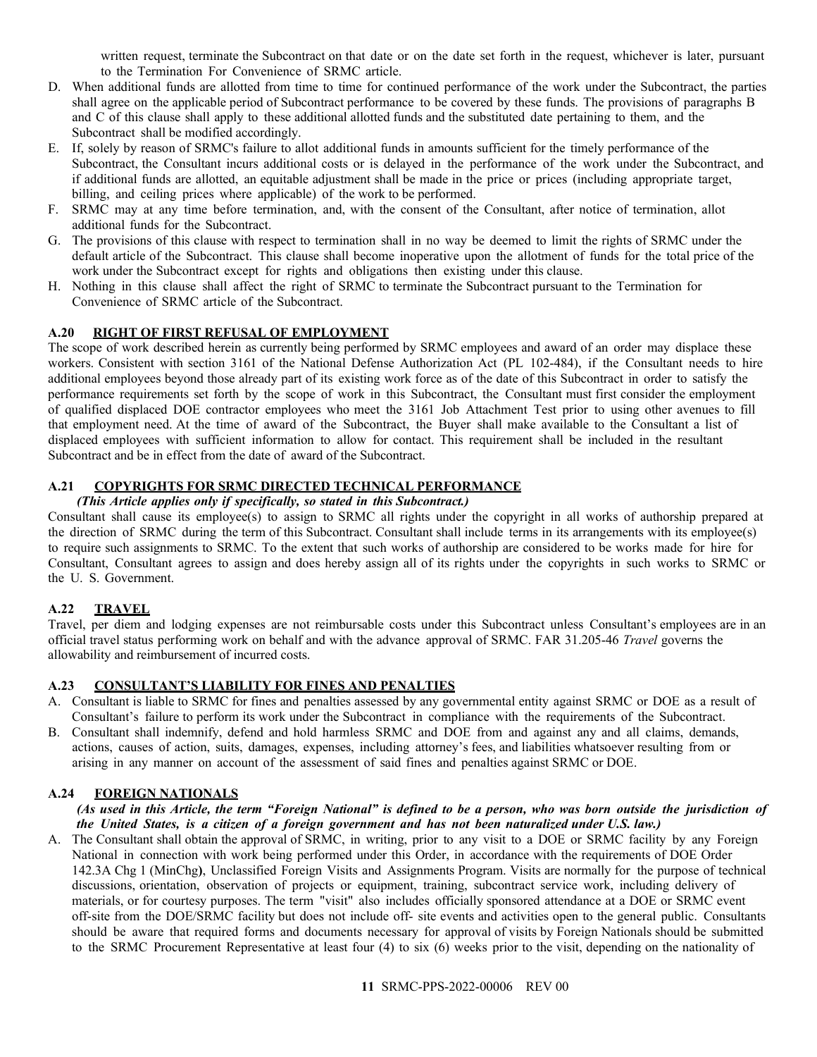written request, terminate the Subcontract on that date or on the date set forth in the request, whichever is later, pursuant to the Termination For Convenience of SRMC article.

D. When additional funds are allotted from time to time for continued performance of the work under the Subcontract, the parties shall agree on the applicable period of Subcontract performance to be covered by these funds. The provisions of paragraphs B and C of this clause shall apply to these additional allotted funds and the substituted date pertaining to them, and the Subcontract shall be modified accordingly.
E. If, solely by reason of SRMC's failure to allot additional funds in amounts sufficient for the timely performance of the Subcontract, the Consultant incurs additional costs or is delayed in the performance of the work under the Subcontract, and if additional funds are allotted, an equitable adjustment shall be made in the price or prices (including appropriate target, billing, and ceiling prices where applicable) of the work to be performed.
F. SRMC may at any time before termination, and, with the consent of the Consultant, after notice of termination, allot additional funds for the Subcontract.
G. The provisions of this clause with respect to termination shall in no way be deemed to limit the rights of SRMC under the default article of the Subcontract. This clause shall become inoperative upon the allotment of funds for the total price of the work under the Subcontract except for rights and obligations then existing under this clause.
H. Nothing in this clause shall affect the right of SRMC to terminate the Subcontract pursuant to the Termination for Convenience of SRMC article of the Subcontract.

### A.20 RIGHT OF FIRST REFUSAL OF EMPLOYMENT

The scope of work described herein as currently being performed by SRMC employees and award of an order may displace these workers. Consistent with section 3161 of the National Defense Authorization Act (PL 102-484), if the Consultant needs to hire additional employees beyond those already part of its existing work force as of the date of this Subcontract in order to satisfy the performance requirements set forth by the scope of work in this Subcontract, the Consultant must first consider the employment of qualified displaced DOE contractor employees who meet the 3161 Job Attachment Test prior to using other avenues to fill that employment need. At the time of award of the Subcontract, the Buyer shall make available to the Consultant a list of displaced employees with sufficient information to allow for contact. This requirement shall be included in the resultant Subcontract and be in effect from the date of award of the Subcontract.

### A.21 COPYRIGHTS FOR SRMC DIRECTED TECHNICAL PERFORMANCE

***(This Article applies only if specifically, so stated in this Subcontract.)***

Consultant shall cause its employee(s) to assign to SRMC all rights under the copyright in all works of authorship prepared at the direction of SRMC during the term of this Subcontract. Consultant shall include terms in its arrangements with its employee(s) to require such assignments to SRMC. To the extent that such works of authorship are considered to be works made for hire for Consultant, Consultant agrees to assign and does hereby assign all of its rights under the copyrights in such works to SRMC or the U. S. Government.

### A.22 TRAVEL

Travel, per diem and lodging expenses are not reimbursable costs under this Subcontract unless Consultant's employees are in an official travel status performing work on behalf and with the advance approval of SRMC. FAR 31.205-46 *Travel* governs the allowability and reimbursement of incurred costs.

### A.23 CONSULTANT'S LIABILITY FOR FINES AND PENALTIES

A. Consultant is liable to SRMC for fines and penalties assessed by any governmental entity against SRMC or DOE as a result of Consultant's failure to perform its work under the Subcontract in compliance with the requirements of the Subcontract.
B. Consultant shall indemnify, defend and hold harmless SRMC and DOE from and against any and all claims, demands, actions, causes of action, suits, damages, expenses, including attorney's fees, and liabilities whatsoever resulting from or arising in any manner on account of the assessment of said fines and penalties against SRMC or DOE.

### A.24 FOREIGN NATIONALS

***(As used in this Article, the term "Foreign National" is defined to be a person, who was born outside the jurisdiction of the United States, is a citizen of a foreign government and has not been naturalized under U.S. law.)***

A. The Consultant shall obtain the approval of SRMC, in writing, prior to any visit to a DOE or SRMC facility by any Foreign National in connection with work being performed under this Order, in accordance with the requirements of DOE Order 142.3A Chg 1 (MinChg**)**, Unclassified Foreign Visits and Assignments Program. Visits are normally for the purpose of technical discussions, orientation, observation of projects or equipment, training, subcontract service work, including delivery of materials, or for courtesy purposes. The term "visit" also includes officially sponsored attendance at a DOE or SRMC event off-site from the DOE/SRMC facility but does not include off- site events and activities open to the general public. Consultants should be aware that required forms and documents necessary for approval of visits by Foreign Nationals should be submitted to the SRMC Procurement Representative at least four (4) to six (6) weeks prior to the visit, depending on the nationality of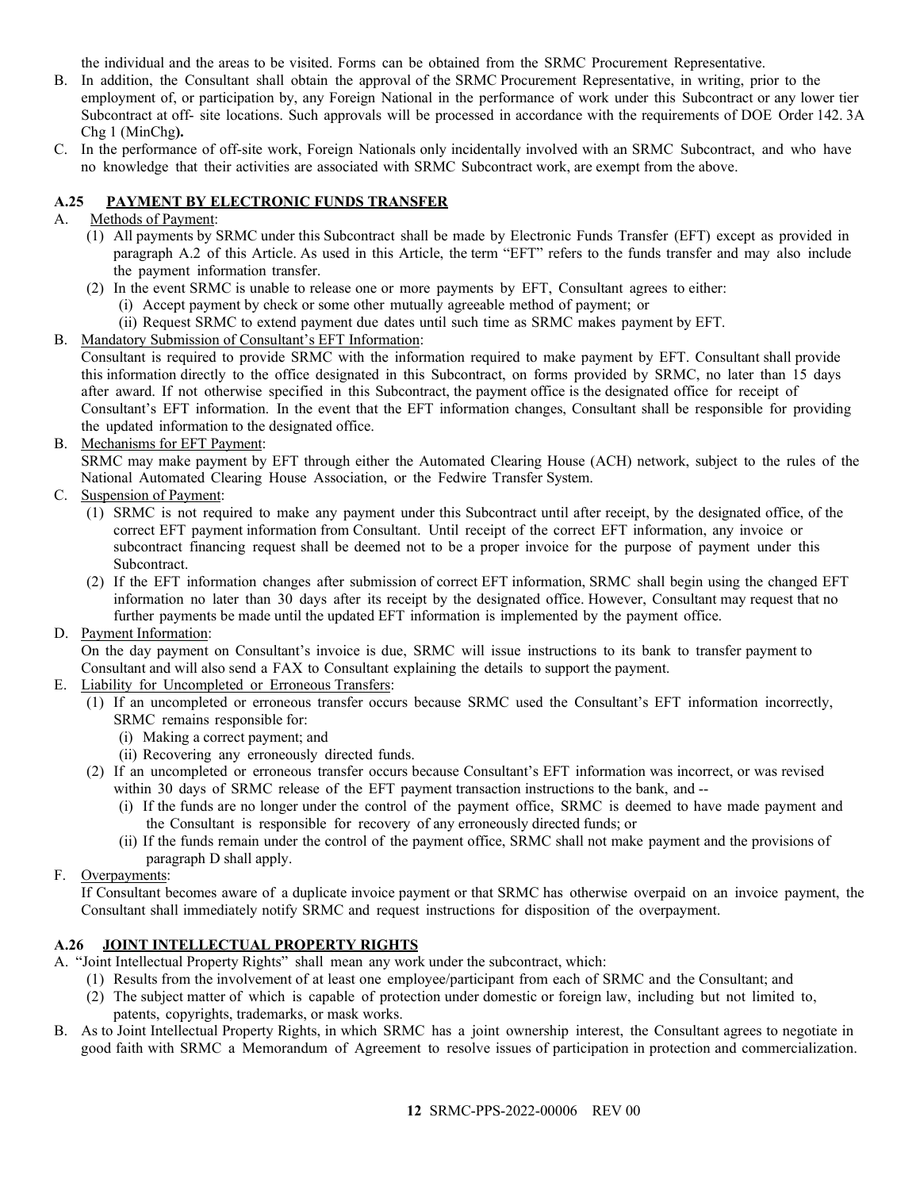the individual and the areas to be visited. Forms can be obtained from the SRMC Procurement Representative.

B. In addition, the Consultant shall obtain the approval of the SRMC Procurement Representative, in writing, prior to the employment of, or participation by, any Foreign National in the performance of work under this Subcontract or any lower tier Subcontract at off- site locations. Such approvals will be processed in accordance with the requirements of DOE Order 142. 3A Chg 1 (MinChg**).**

C. In the performance of off-site work, Foreign Nationals only incidentally involved with an SRMC Subcontract, and who have no knowledge that their activities are associated with SRMC Subcontract work, are exempt from the above.

### A.25 PAYMENT BY ELECTRONIC FUNDS TRANSFER

A. Methods of Payment:
   (1) All payments by SRMC under this Subcontract shall be made by Electronic Funds Transfer (EFT) except as provided in paragraph A.2 of this Article. As used in this Article, the term "EFT" refers to the funds transfer and may also include the payment information transfer.
   (2) In the event SRMC is unable to release one or more payments by EFT, Consultant agrees to either:
      (i) Accept payment by check or some other mutually agreeable method of payment; or
      (ii) Request SRMC to extend payment due dates until such time as SRMC makes payment by EFT.

B. Mandatory Submission of Consultant's EFT Information:
   Consultant is required to provide SRMC with the information required to make payment by EFT. Consultant shall provide this information directly to the office designated in this Subcontract, on forms provided by SRMC, no later than 15 days after award. If not otherwise specified in this Subcontract, the payment office is the designated office for receipt of Consultant's EFT information. In the event that the EFT information changes, Consultant shall be responsible for providing the updated information to the designated office.

B. Mechanisms for EFT Payment:
   SRMC may make payment by EFT through either the Automated Clearing House (ACH) network, subject to the rules of the National Automated Clearing House Association, or the Fedwire Transfer System.

C. Suspension of Payment:
   (1) SRMC is not required to make any payment under this Subcontract until after receipt, by the designated office, of the correct EFT payment information from Consultant. Until receipt of the correct EFT information, any invoice or subcontract financing request shall be deemed not to be a proper invoice for the purpose of payment under this Subcontract.
   (2) If the EFT information changes after submission of correct EFT information, SRMC shall begin using the changed EFT information no later than 30 days after its receipt by the designated office. However, Consultant may request that no further payments be made until the updated EFT information is implemented by the payment office.

D. Payment Information:
   On the day payment on Consultant's invoice is due, SRMC will issue instructions to its bank to transfer payment to Consultant and will also send a FAX to Consultant explaining the details to support the payment.

E. Liability for Uncompleted or Erroneous Transfers:
   (1) If an uncompleted or erroneous transfer occurs because SRMC used the Consultant's EFT information incorrectly, SRMC remains responsible for:
      (i) Making a correct payment; and
      (ii) Recovering any erroneously directed funds.
   (2) If an uncompleted or erroneous transfer occurs because Consultant's EFT information was incorrect, or was revised within 30 days of SRMC release of the EFT payment transaction instructions to the bank, and --
      (i) If the funds are no longer under the control of the payment office, SRMC is deemed to have made payment and the Consultant is responsible for recovery of any erroneously directed funds; or
      (ii) If the funds remain under the control of the payment office, SRMC shall not make payment and the provisions of paragraph D shall apply.

F. Overpayments:
   If Consultant becomes aware of a duplicate invoice payment or that SRMC has otherwise overpaid on an invoice payment, the Consultant shall immediately notify SRMC and request instructions for disposition of the overpayment.

### A.26 JOINT INTELLECTUAL PROPERTY RIGHTS

A. "Joint Intellectual Property Rights" shall mean any work under the subcontract, which:
   (1) Results from the involvement of at least one employee/participant from each of SRMC and the Consultant; and
   (2) The subject matter of which is capable of protection under domestic or foreign law, including but not limited to, patents, copyrights, trademarks, or mask works.

B. As to Joint Intellectual Property Rights, in which SRMC has a joint ownership interest, the Consultant agrees to negotiate in good faith with SRMC a Memorandum of Agreement to resolve issues of participation in protection and commercialization.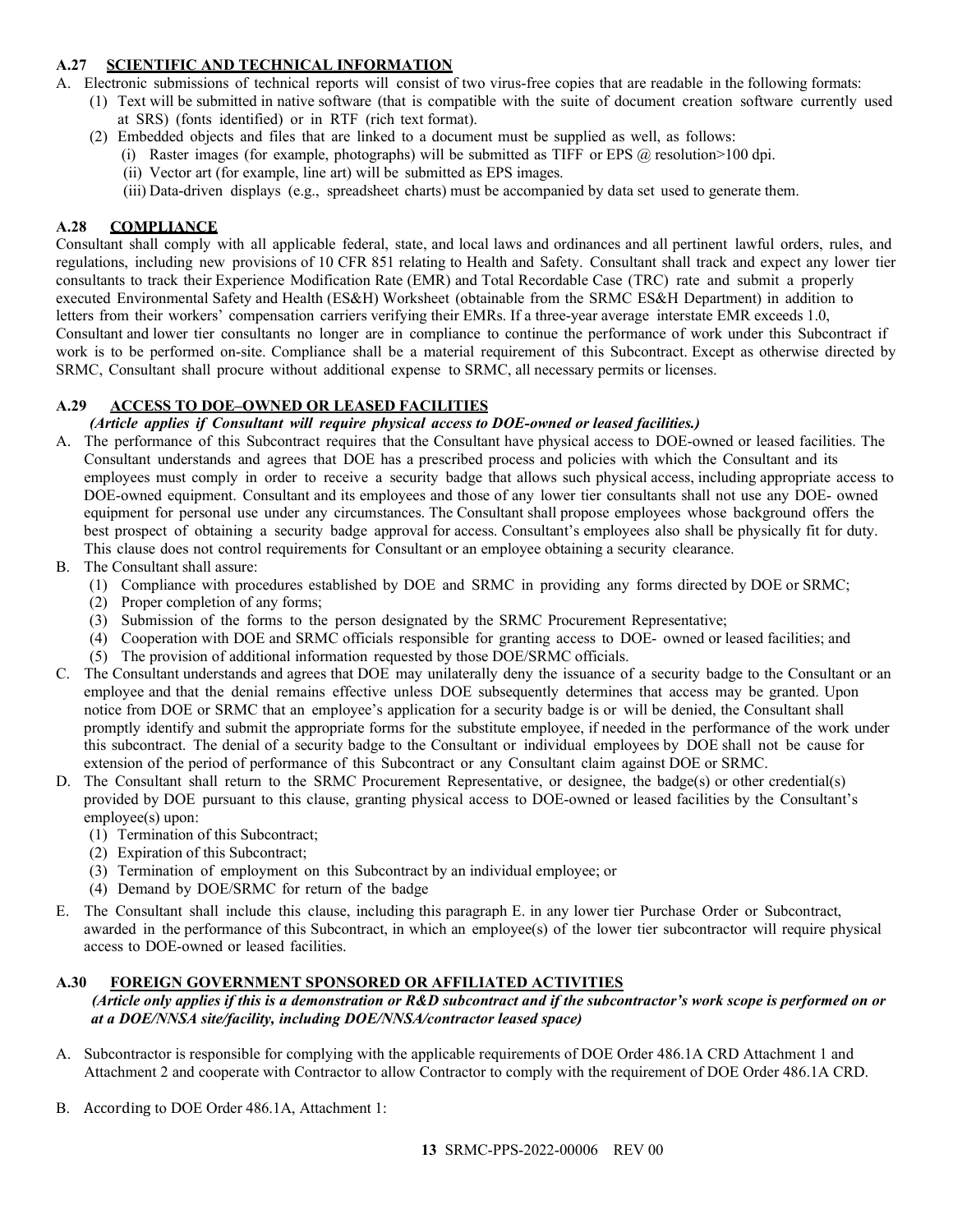### A.27 SCIENTIFIC AND TECHNICAL INFORMATION

A. Electronic submissions of technical reports will consist of two virus-free copies that are readable in the following formats:
   (1) Text will be submitted in native software (that is compatible with the suite of document creation software currently used at SRS) (fonts identified) or in RTF (rich text format).
   (2) Embedded objects and files that are linked to a document must be supplied as well, as follows:
      (i) Raster images (for example, photographs) will be submitted as TIFF or EPS @ resolution>100 dpi.
      (ii) Vector art (for example, line art) will be submitted as EPS images.
      (iii) Data-driven displays (e.g., spreadsheet charts) must be accompanied by data set used to generate them.

### A.28 COMPLIANCE

Consultant shall comply with all applicable federal, state, and local laws and ordinances and all pertinent lawful orders, rules, and regulations, including new provisions of 10 CFR 851 relating to Health and Safety. Consultant shall track and expect any lower tier consultants to track their Experience Modification Rate (EMR) and Total Recordable Case (TRC) rate and submit a properly executed Environmental Safety and Health (ES&H) Worksheet (obtainable from the SRMC ES&H Department) in addition to letters from their workers' compensation carriers verifying their EMRs. If a three-year average interstate EMR exceeds 1.0, Consultant and lower tier consultants no longer are in compliance to continue the performance of work under this Subcontract if work is to be performed on-site. Compliance shall be a material requirement of this Subcontract. Except as otherwise directed by SRMC, Consultant shall procure without additional expense to SRMC, all necessary permits or licenses.

### A.29 ACCESS TO DOE–OWNED OR LEASED FACILITIES

*(Article applies if Consultant will require physical access to DOE-owned or leased facilities.)*

A. The performance of this Subcontract requires that the Consultant have physical access to DOE-owned or leased facilities. The Consultant understands and agrees that DOE has a prescribed process and policies with which the Consultant and its employees must comply in order to receive a security badge that allows such physical access, including appropriate access to DOE-owned equipment. Consultant and its employees and those of any lower tier consultants shall not use any DOE- owned equipment for personal use under any circumstances. The Consultant shall propose employees whose background offers the best prospect of obtaining a security badge approval for access. Consultant's employees also shall be physically fit for duty. This clause does not control requirements for Consultant or an employee obtaining a security clearance.

B. The Consultant shall assure:
   (1) Compliance with procedures established by DOE and SRMC in providing any forms directed by DOE or SRMC;
   (2) Proper completion of any forms;
   (3) Submission of the forms to the person designated by the SRMC Procurement Representative;
   (4) Cooperation with DOE and SRMC officials responsible for granting access to DOE- owned or leased facilities; and
   (5) The provision of additional information requested by those DOE/SRMC officials.

C. The Consultant understands and agrees that DOE may unilaterally deny the issuance of a security badge to the Consultant or an employee and that the denial remains effective unless DOE subsequently determines that access may be granted. Upon notice from DOE or SRMC that an employee's application for a security badge is or will be denied, the Consultant shall promptly identify and submit the appropriate forms for the substitute employee, if needed in the performance of the work under this subcontract. The denial of a security badge to the Consultant or individual employees by DOE shall not be cause for extension of the period of performance of this Subcontract or any Consultant claim against DOE or SRMC.

D. The Consultant shall return to the SRMC Procurement Representative, or designee, the badge(s) or other credential(s) provided by DOE pursuant to this clause, granting physical access to DOE-owned or leased facilities by the Consultant's employee(s) upon:
   (1) Termination of this Subcontract;
   (2) Expiration of this Subcontract;
   (3) Termination of employment on this Subcontract by an individual employee; or
   (4) Demand by DOE/SRMC for return of the badge

E. The Consultant shall include this clause, including this paragraph E. in any lower tier Purchase Order or Subcontract, awarded in the performance of this Subcontract, in which an employee(s) of the lower tier subcontractor will require physical access to DOE-owned or leased facilities.

### A.30 FOREIGN GOVERNMENT SPONSORED OR AFFILIATED ACTIVITIES

***(Article only applies if this is a demonstration or R&D subcontract and if the subcontractor's work scope is performed on or at a DOE/NNSA site/facility, including DOE/NNSA/contractor leased space)***

A. Subcontractor is responsible for complying with the applicable requirements of DOE Order 486.1A CRD Attachment 1 and Attachment 2 and cooperate with Contractor to allow Contractor to comply with the requirement of DOE Order 486.1A CRD.

B. According to DOE Order 486.1A, Attachment 1: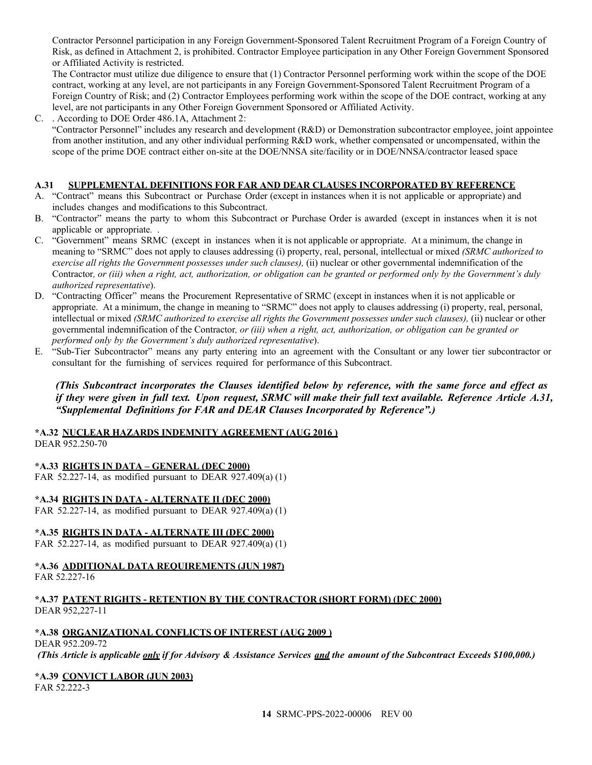Contractor Personnel participation in any Foreign Government-Sponsored Talent Recruitment Program of a Foreign Country of Risk, as defined in Attachment 2, is prohibited. Contractor Employee participation in any Other Foreign Government Sponsored or Affiliated Activity is restricted.

The Contractor must utilize due diligence to ensure that (1) Contractor Personnel performing work within the scope of the DOE contract, working at any level, are not participants in any Foreign Government-Sponsored Talent Recruitment Program of a Foreign Country of Risk; and (2) Contractor Employees performing work within the scope of the DOE contract, working at any level, are not participants in any Other Foreign Government Sponsored or Affiliated Activity.

C. . According to DOE Order 486.1A, Attachment 2:
"Contractor Personnel" includes any research and development (R&D) or Demonstration subcontractor employee, joint appointee from another institution, and any other individual performing R&D work, whether compensated or uncompensated, within the scope of the prime DOE contract either on-site at the DOE/NNSA site/facility or in DOE/NNSA/contractor leased space

## A.31 SUPPLEMENTAL DEFINITIONS FOR FAR AND DEAR CLAUSES INCORPORATED BY REFERENCE

A. "Contract" means this Subcontract or Purchase Order (except in instances when it is not applicable or appropriate) and includes changes and modifications to this Subcontract.

B. "Contractor" means the party to whom this Subcontract or Purchase Order is awarded (except in instances when it is not applicable or appropriate. .

C. "Government" means SRMC (except in instances when it is not applicable or appropriate. At a minimum, the change in meaning to "SRMC" does not apply to clauses addressing (i) property, real, personal, intellectual or mixed *(SRMC authorized to exercise all rights the Government possesses under such clauses),* (ii) nuclear or other governmental indemnification of the Contractor*, or (iii) when a right, act, authorization, or obligation can be granted or performed only by the Government's duly authorized representative*).

D. "Contracting Officer" means the Procurement Representative of SRMC (except in instances when it is not applicable or appropriate. At a minimum, the change in meaning to "SRMC" does not apply to clauses addressing (i) property, real, personal, intellectual or mixed *(SRMC authorized to exercise all rights the Government possesses under such clauses),* (ii) nuclear or other governmental indemnification of the Contractor*, or (iii) when a right, act, authorization, or obligation can be granted or performed only by the Government's duly authorized representative*).

E. "Sub-Tier Subcontractor" means any party entering into an agreement with the Consultant or any lower tier subcontractor or consultant for the furnishing of services required for performance of this Subcontract.

***(This Subcontract incorporates the Clauses identified below by reference, with the same force and effect as if they were given in full text. Upon request, SRMC will make their full text available. Reference Article A.31, "Supplemental Definitions for FAR and DEAR Clauses Incorporated by Reference".)***

**\*A.32 NUCLEAR HAZARDS INDEMNITY AGREEMENT (AUG 2016 )**
DEAR 952.250-70

**\*A.33 RIGHTS IN DATA – GENERAL (DEC 2000)**
FAR 52.227-14, as modified pursuant to DEAR 927.409(a) (1)

**\*A.34 RIGHTS IN DATA - ALTERNATE II (DEC 2000)**
FAR 52.227-14, as modified pursuant to DEAR 927.409(a) (1)

**\*A.35 RIGHTS IN DATA - ALTERNATE III (DEC 2000)**
FAR 52.227-14, as modified pursuant to DEAR 927.409(a) (1)

**\*A.36 ADDITIONAL DATA REQUIREMENTS (JUN 1987)**
FAR 52.227-16

**\*A.37 PATENT RIGHTS - RETENTION BY THE CONTRACTOR (SHORT FORM) (DEC 2000)**
DEAR 952,227-11

**\*A.38 ORGANIZATIONAL CONFLICTS OF INTEREST (AUG 2009 )**
DEAR 952.209-72
***(This Article is applicable only if for Advisory & Assistance Services and the amount of the Subcontract Exceeds $100,000.)***

**\*A.39 CONVICT LABOR (JUN 2003)**
FAR 52.222-3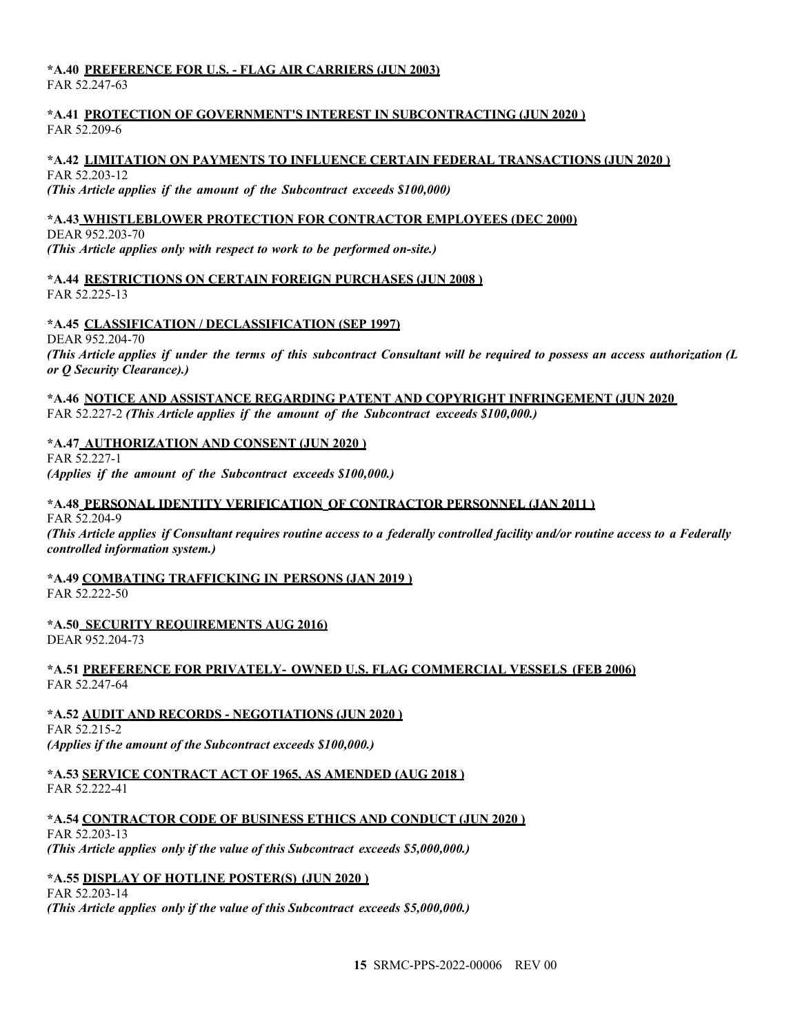**\*A.40 PREFERENCE FOR U.S. - FLAG AIR CARRIERS (JUN 2003)**
FAR 52.247-63

**\*A.41 PROTECTION OF GOVERNMENT'S INTEREST IN SUBCONTRACTING (JUN 2020 )**
FAR 52.209-6

**\*A.42 LIMITATION ON PAYMENTS TO INFLUENCE CERTAIN FEDERAL TRANSACTIONS (JUN 2020 )**
FAR 52.203-12
***(This Article applies if the amount of the Subcontract exceeds $100,000)***

**\*A.43 WHISTLEBLOWER PROTECTION FOR CONTRACTOR EMPLOYEES (DEC 2000)**
DEAR 952.203-70
***(This Article applies only with respect to work to be performed on-site.)***

**\*A.44 RESTRICTIONS ON CERTAIN FOREIGN PURCHASES (JUN 2008 )**
FAR 52.225-13

**\*A.45 CLASSIFICATION / DECLASSIFICATION (SEP 1997)**
DEAR 952.204-70
***(This Article applies if under the terms of this subcontract Consultant will be required to possess an access authorization (L or Q Security Clearance).)***

**\*A.46 NOTICE AND ASSISTANCE REGARDING PATENT AND COPYRIGHT INFRINGEMENT (JUN 2020**
FAR 52.227-2 ***(This Article applies if the amount of the Subcontract exceeds $100,000.)***

**\*A.47 AUTHORIZATION AND CONSENT (JUN 2020 )**
FAR 52.227-1
***(Applies if the amount of the Subcontract exceeds $100,000.)***

**\*A.48 PERSONAL IDENTITY VERIFICATION OF CONTRACTOR PERSONNEL (JAN 2011 )**
FAR 52.204-9
***(This Article applies if Consultant requires routine access to a federally controlled facility and/or routine access to a Federally controlled information system.)***

**\*A.49 COMBATING TRAFFICKING IN PERSONS (JAN 2019 )**
FAR 52.222-50

**\*A.50 SECURITY REQUIREMENTS AUG 2016)**
DEAR 952.204-73

**\*A.51 PREFERENCE FOR PRIVATELY- OWNED U.S. FLAG COMMERCIAL VESSELS (FEB 2006)**
FAR 52.247-64

**\*A.52 AUDIT AND RECORDS - NEGOTIATIONS (JUN 2020 )**
FAR 52.215-2
***(Applies if the amount of the Subcontract exceeds $100,000.)***

**\*A.53 SERVICE CONTRACT ACT OF 1965, AS AMENDED (AUG 2018 )**
FAR 52.222-41

**\*A.54 CONTRACTOR CODE OF BUSINESS ETHICS AND CONDUCT (JUN 2020 )**
FAR 52.203-13
***(This Article applies only if the value of this Subcontract exceeds $5,000,000.)***

**\*A.55 DISPLAY OF HOTLINE POSTER(S) (JUN 2020 )**
FAR 52.203-14
***(This Article applies only if the value of this Subcontract exceeds $5,000,000.)***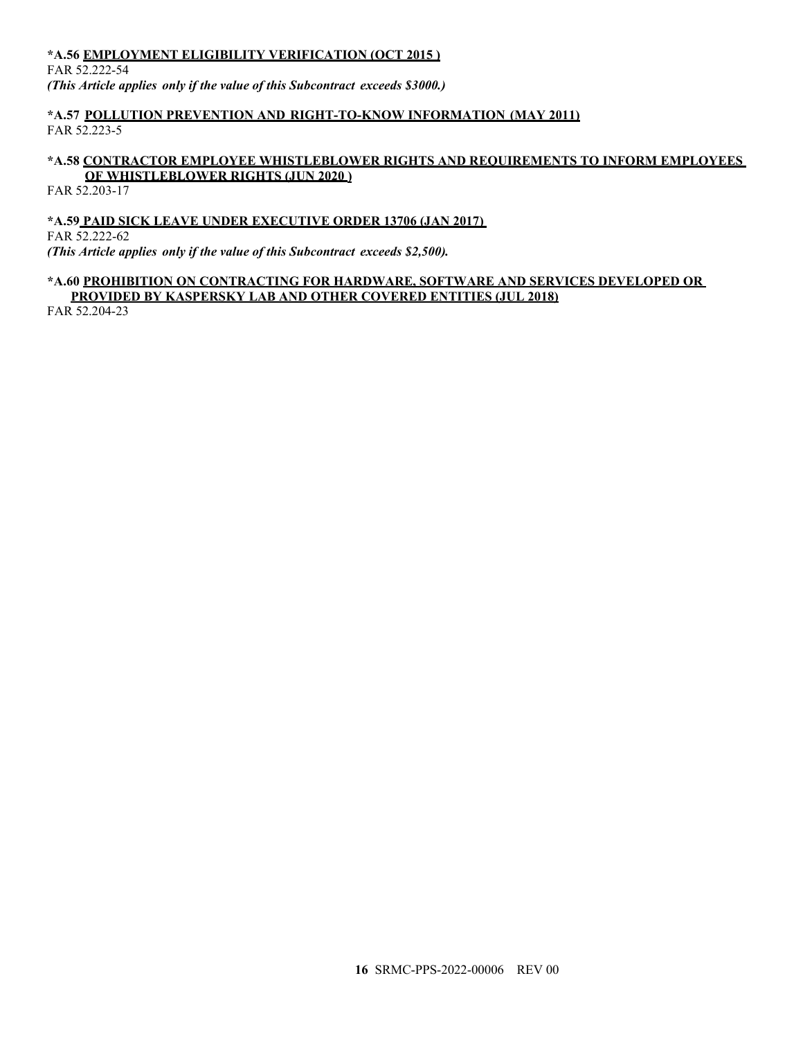**\*A.56 EMPLOYMENT ELIGIBILITY VERIFICATION (OCT 2015 )**

FAR 52.222-54

***(This Article applies only if the value of this Subcontract exceeds $3000.)***

**\*A.57 POLLUTION PREVENTION AND RIGHT-TO-KNOW INFORMATION (MAY 2011)**

FAR 52.223-5

**\*A.58 CONTRACTOR EMPLOYEE WHISTLEBLOWER RIGHTS AND REQUIREMENTS TO INFORM EMPLOYEES OF WHISTLEBLOWER RIGHTS (JUN 2020 )**

FAR 52.203-17

**\*A.59 PAID SICK LEAVE UNDER EXECUTIVE ORDER 13706 (JAN 2017)**

FAR 52.222-62

***(This Article applies only if the value of this Subcontract exceeds $2,500).***

**\*A.60 PROHIBITION ON CONTRACTING FOR HARDWARE, SOFTWARE AND SERVICES DEVELOPED OR PROVIDED BY KASPERSKY LAB AND OTHER COVERED ENTITIES (JUL 2018)**

FAR 52.204-23